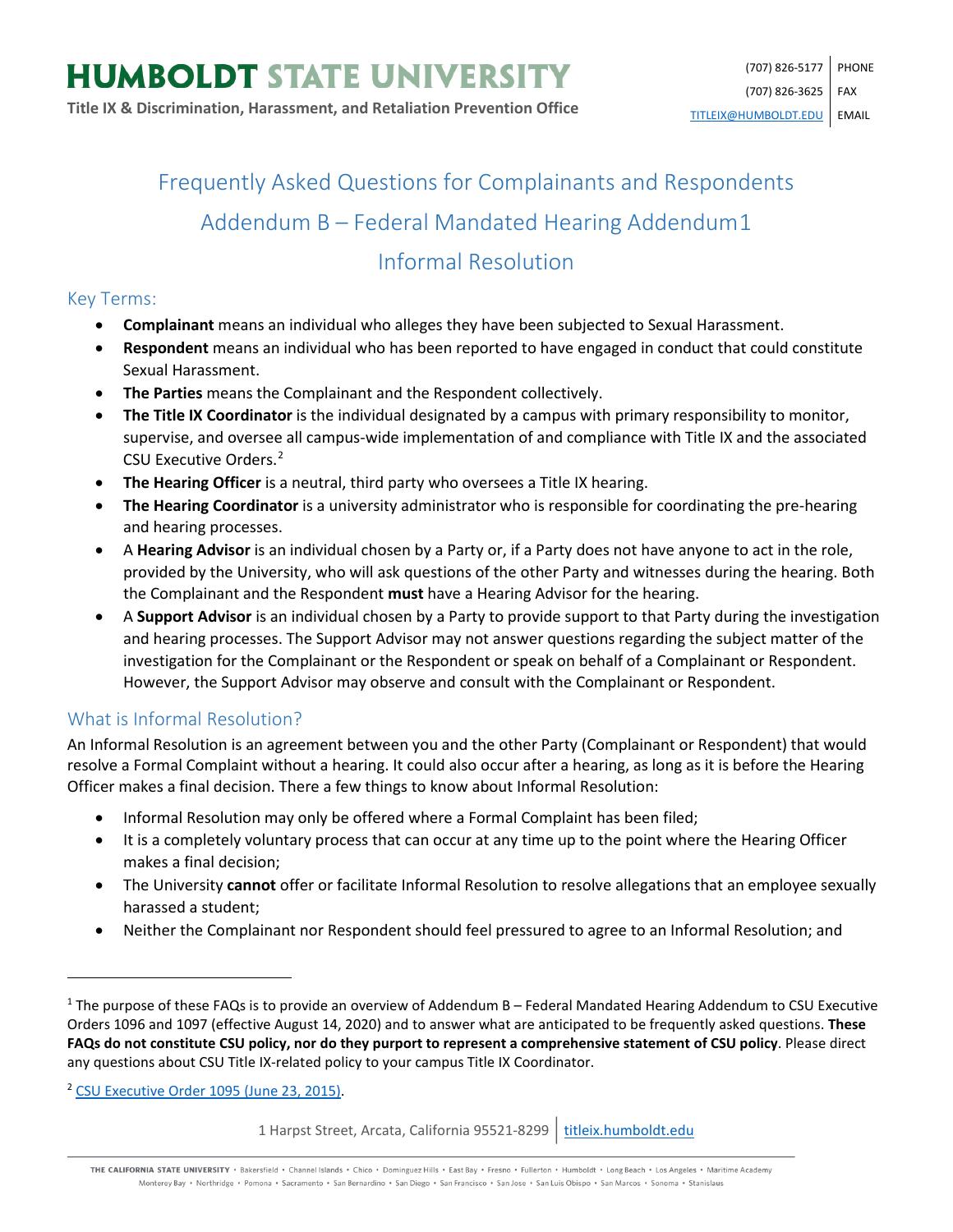# HUMBOLDT STATE UNIVERSITY

**Title IX & Discrimination, Harassment, and Retaliation Prevention Office**

(707) 826-5177 PHONE
(707) 826-3625 FAX
TITLEIX@HUMBOLDT.EDU EMAIL

## Frequently Asked Questions for Complainants and Respondents

## Addendum B – Federal Mandated Hearing Addendum[1]

## Informal Resolution

### Key Terms:

- **Complainant** means an individual who alleges they have been subjected to Sexual Harassment.
- **Respondent** means an individual who has been reported to have engaged in conduct that could constitute Sexual Harassment.
- **The Parties** means the Complainant and the Respondent collectively.
- **The Title IX Coordinator** is the individual designated by a campus with primary responsibility to monitor, supervise, and oversee all campus-wide implementation of and compliance with Title IX and the associated CSU Executive Orders.[2]
- **The Hearing Officer** is a neutral, third party who oversees a Title IX hearing.
- **The Hearing Coordinator** is a university administrator who is responsible for coordinating the pre-hearing and hearing processes.
- A **Hearing Advisor** is an individual chosen by a Party or, if a Party does not have anyone to act in the role, provided by the University, who will ask questions of the other Party and witnesses during the hearing. Both the Complainant and the Respondent **must** have a Hearing Advisor for the hearing.
- A **Support Advisor** is an individual chosen by a Party to provide support to that Party during the investigation and hearing processes. The Support Advisor may not answer questions regarding the subject matter of the investigation for the Complainant or the Respondent or speak on behalf of a Complainant or Respondent. However, the Support Advisor may observe and consult with the Complainant or Respondent.

### What is Informal Resolution?

An Informal Resolution is an agreement between you and the other Party (Complainant or Respondent) that would resolve a Formal Complaint without a hearing. It could also occur after a hearing, as long as it is before the Hearing Officer makes a final decision. There a few things to know about Informal Resolution:

- Informal Resolution may only be offered where a Formal Complaint has been filed;
- It is a completely voluntary process that can occur at any time up to the point where the Hearing Officer makes a final decision;
- The University **cannot** offer or facilitate Informal Resolution to resolve allegations that an employee sexually harassed a student;
- Neither the Complainant nor Respondent should feel pressured to agree to an Informal Resolution; and

---

[1] The purpose of these FAQs is to provide an overview of Addendum B – Federal Mandated Hearing Addendum to CSU Executive Orders 1096 and 1097 (effective August 14, 2020) and to answer what are anticipated to be frequently asked questions. **These FAQs do not constitute CSU policy, nor do they purport to represent a comprehensive statement of CSU policy**. Please direct any questions about CSU Title IX-related policy to your campus Title IX Coordinator.

[2] CSU Executive Order 1095 (June 23, 2015).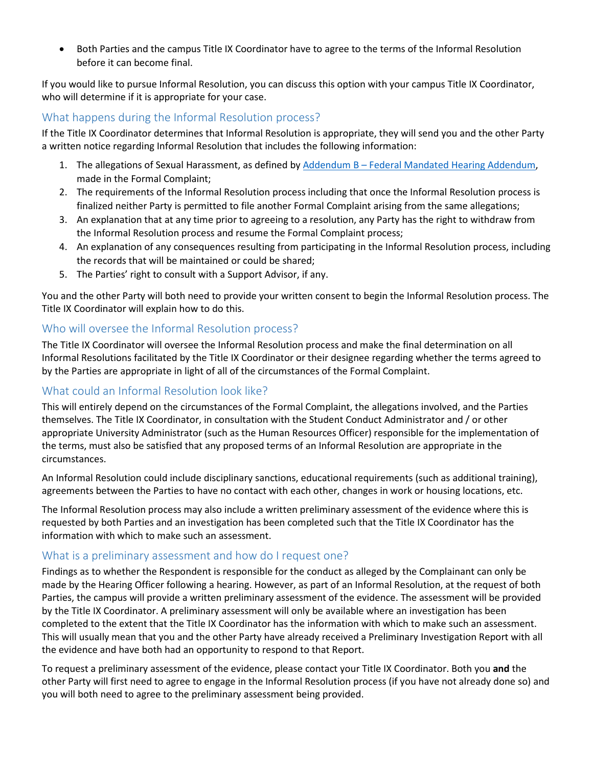- Both Parties and the campus Title IX Coordinator have to agree to the terms of the Informal Resolution before it can become final.

If you would like to pursue Informal Resolution, you can discuss this option with your campus Title IX Coordinator, who will determine if it is appropriate for your case.

## What happens during the Informal Resolution process?

If the Title IX Coordinator determines that Informal Resolution is appropriate, they will send you and the other Party a written notice regarding Informal Resolution that includes the following information:

1. The allegations of Sexual Harassment, as defined by [Addendum B – Federal Mandated Hearing Addendum](), made in the Formal Complaint;
2. The requirements of the Informal Resolution process including that once the Informal Resolution process is finalized neither Party is permitted to file another Formal Complaint arising from the same allegations;
3. An explanation that at any time prior to agreeing to a resolution, any Party has the right to withdraw from the Informal Resolution process and resume the Formal Complaint process;
4. An explanation of any consequences resulting from participating in the Informal Resolution process, including the records that will be maintained or could be shared;
5. The Parties' right to consult with a Support Advisor, if any.

You and the other Party will both need to provide your written consent to begin the Informal Resolution process. The Title IX Coordinator will explain how to do this.

## Who will oversee the Informal Resolution process?

The Title IX Coordinator will oversee the Informal Resolution process and make the final determination on all Informal Resolutions facilitated by the Title IX Coordinator or their designee regarding whether the terms agreed to by the Parties are appropriate in light of all of the circumstances of the Formal Complaint.

## What could an Informal Resolution look like?

This will entirely depend on the circumstances of the Formal Complaint, the allegations involved, and the Parties themselves. The Title IX Coordinator, in consultation with the Student Conduct Administrator and / or other appropriate University Administrator (such as the Human Resources Officer) responsible for the implementation of the terms, must also be satisfied that any proposed terms of an Informal Resolution are appropriate in the circumstances.

An Informal Resolution could include disciplinary sanctions, educational requirements (such as additional training), agreements between the Parties to have no contact with each other, changes in work or housing locations, etc.

The Informal Resolution process may also include a written preliminary assessment of the evidence where this is requested by both Parties and an investigation has been completed such that the Title IX Coordinator has the information with which to make such an assessment.

## What is a preliminary assessment and how do I request one?

Findings as to whether the Respondent is responsible for the conduct as alleged by the Complainant can only be made by the Hearing Officer following a hearing. However, as part of an Informal Resolution, at the request of both Parties, the campus will provide a written preliminary assessment of the evidence. The assessment will be provided by the Title IX Coordinator. A preliminary assessment will only be available where an investigation has been completed to the extent that the Title IX Coordinator has the information with which to make such an assessment. This will usually mean that you and the other Party have already received a Preliminary Investigation Report with all the evidence and have both had an opportunity to respond to that Report.

To request a preliminary assessment of the evidence, please contact your Title IX Coordinator. Both you **and** the other Party will first need to agree to engage in the Informal Resolution process (if you have not already done so) and you will both need to agree to the preliminary assessment being provided.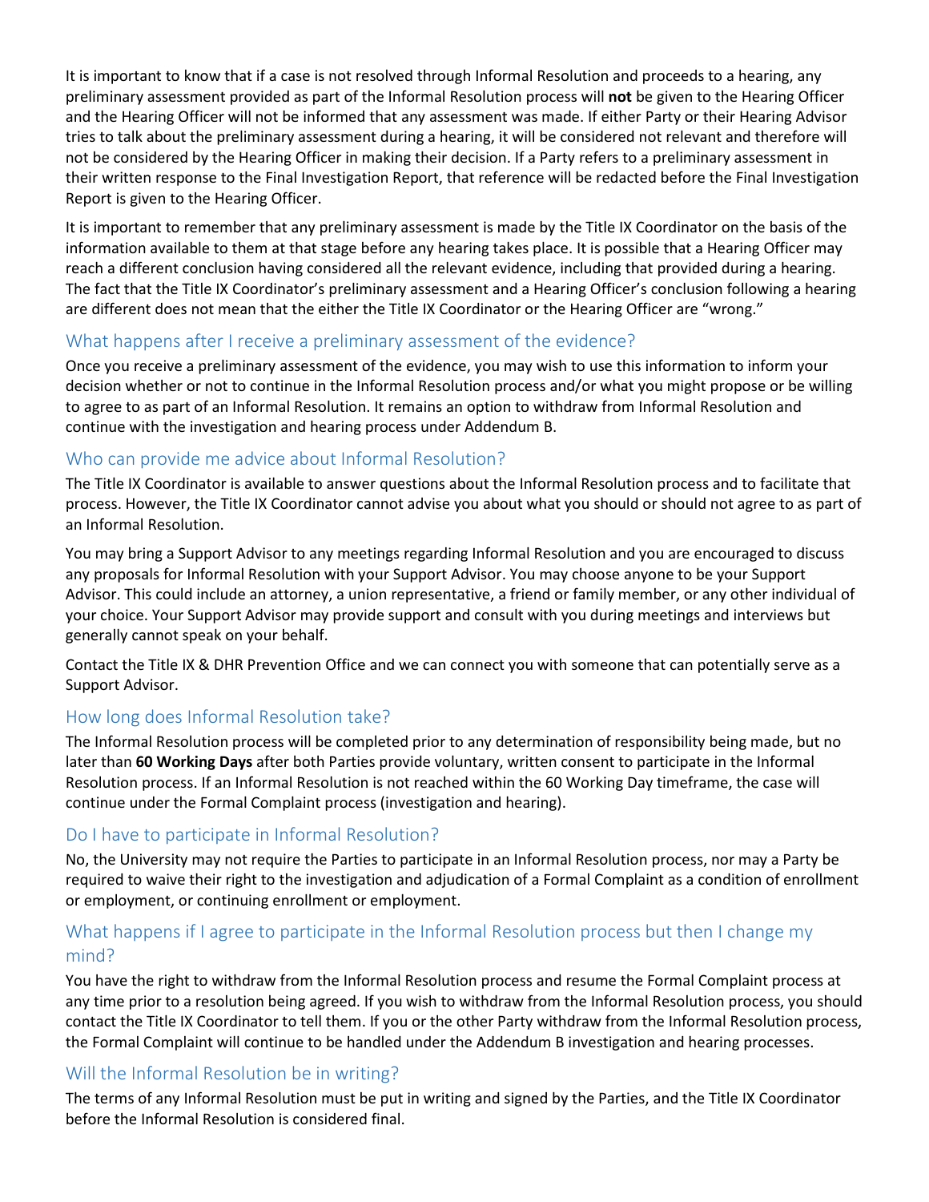It is important to know that if a case is not resolved through Informal Resolution and proceeds to a hearing, any preliminary assessment provided as part of the Informal Resolution process will **not** be given to the Hearing Officer and the Hearing Officer will not be informed that any assessment was made. If either Party or their Hearing Advisor tries to talk about the preliminary assessment during a hearing, it will be considered not relevant and therefore will not be considered by the Hearing Officer in making their decision. If a Party refers to a preliminary assessment in their written response to the Final Investigation Report, that reference will be redacted before the Final Investigation Report is given to the Hearing Officer.

It is important to remember that any preliminary assessment is made by the Title IX Coordinator on the basis of the information available to them at that stage before any hearing takes place. It is possible that a Hearing Officer may reach a different conclusion having considered all the relevant evidence, including that provided during a hearing. The fact that the Title IX Coordinator's preliminary assessment and a Hearing Officer's conclusion following a hearing are different does not mean that the either the Title IX Coordinator or the Hearing Officer are "wrong."

## What happens after I receive a preliminary assessment of the evidence?

Once you receive a preliminary assessment of the evidence, you may wish to use this information to inform your decision whether or not to continue in the Informal Resolution process and/or what you might propose or be willing to agree to as part of an Informal Resolution. It remains an option to withdraw from Informal Resolution and continue with the investigation and hearing process under Addendum B.

## Who can provide me advice about Informal Resolution?

The Title IX Coordinator is available to answer questions about the Informal Resolution process and to facilitate that process. However, the Title IX Coordinator cannot advise you about what you should or should not agree to as part of an Informal Resolution.

You may bring a Support Advisor to any meetings regarding Informal Resolution and you are encouraged to discuss any proposals for Informal Resolution with your Support Advisor. You may choose anyone to be your Support Advisor. This could include an attorney, a union representative, a friend or family member, or any other individual of your choice. Your Support Advisor may provide support and consult with you during meetings and interviews but generally cannot speak on your behalf.

Contact the Title IX & DHR Prevention Office and we can connect you with someone that can potentially serve as a Support Advisor.

## How long does Informal Resolution take?

The Informal Resolution process will be completed prior to any determination of responsibility being made, but no later than **60 Working Days** after both Parties provide voluntary, written consent to participate in the Informal Resolution process. If an Informal Resolution is not reached within the 60 Working Day timeframe, the case will continue under the Formal Complaint process (investigation and hearing).

## Do I have to participate in Informal Resolution?

No, the University may not require the Parties to participate in an Informal Resolution process, nor may a Party be required to waive their right to the investigation and adjudication of a Formal Complaint as a condition of enrollment or employment, or continuing enrollment or employment.

## What happens if I agree to participate in the Informal Resolution process but then I change my mind?

You have the right to withdraw from the Informal Resolution process and resume the Formal Complaint process at any time prior to a resolution being agreed. If you wish to withdraw from the Informal Resolution process, you should contact the Title IX Coordinator to tell them. If you or the other Party withdraw from the Informal Resolution process, the Formal Complaint will continue to be handled under the Addendum B investigation and hearing processes.

## Will the Informal Resolution be in writing?

The terms of any Informal Resolution must be put in writing and signed by the Parties, and the Title IX Coordinator before the Informal Resolution is considered final.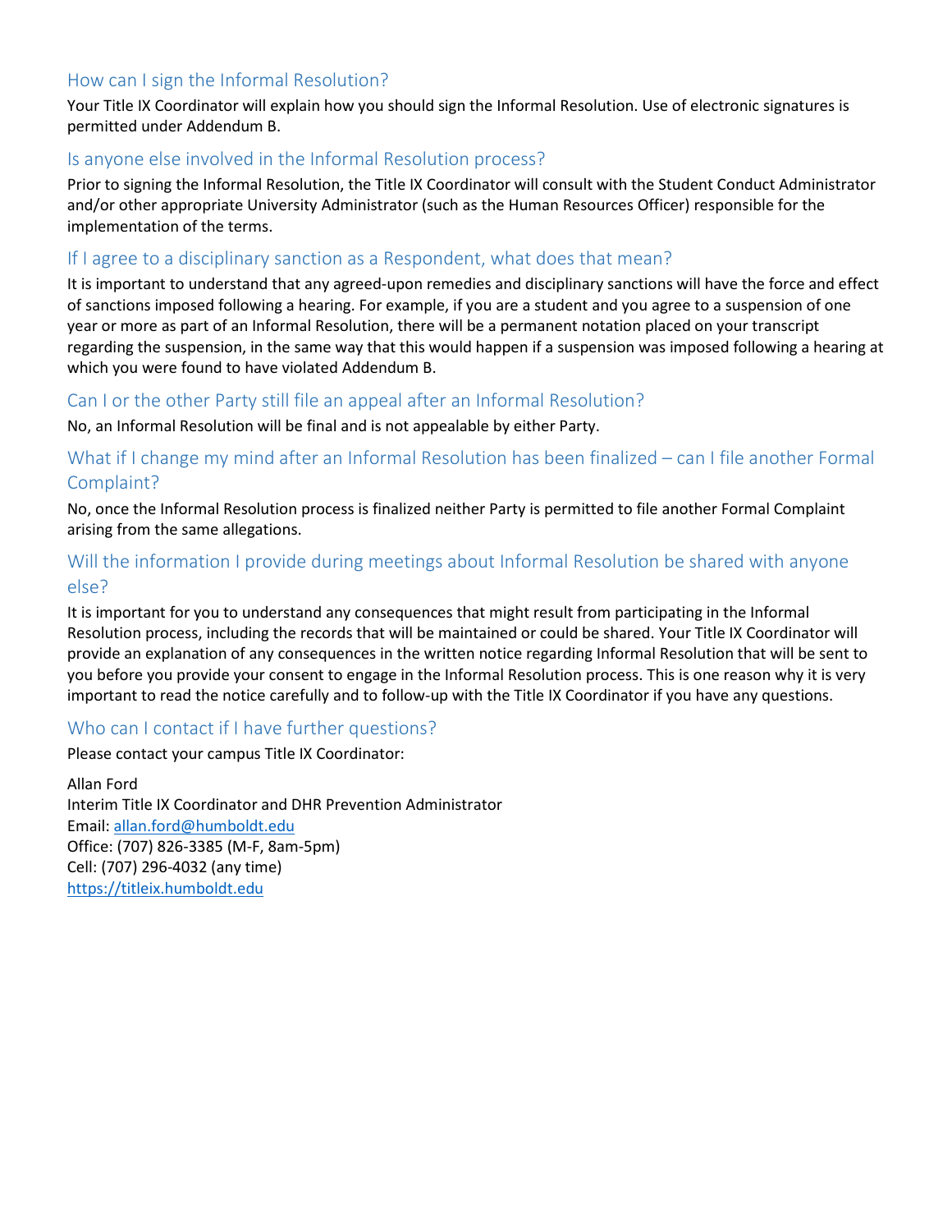## How can I sign the Informal Resolution?

Your Title IX Coordinator will explain how you should sign the Informal Resolution. Use of electronic signatures is permitted under Addendum B.

## Is anyone else involved in the Informal Resolution process?

Prior to signing the Informal Resolution, the Title IX Coordinator will consult with the Student Conduct Administrator and/or other appropriate University Administrator (such as the Human Resources Officer) responsible for the implementation of the terms.

## If I agree to a disciplinary sanction as a Respondent, what does that mean?

It is important to understand that any agreed-upon remedies and disciplinary sanctions will have the force and effect of sanctions imposed following a hearing. For example, if you are a student and you agree to a suspension of one year or more as part of an Informal Resolution, there will be a permanent notation placed on your transcript regarding the suspension, in the same way that this would happen if a suspension was imposed following a hearing at which you were found to have violated Addendum B.

## Can I or the other Party still file an appeal after an Informal Resolution?

No, an Informal Resolution will be final and is not appealable by either Party.

## What if I change my mind after an Informal Resolution has been finalized – can I file another Formal Complaint?

No, once the Informal Resolution process is finalized neither Party is permitted to file another Formal Complaint arising from the same allegations.

## Will the information I provide during meetings about Informal Resolution be shared with anyone else?

It is important for you to understand any consequences that might result from participating in the Informal Resolution process, including the records that will be maintained or could be shared. Your Title IX Coordinator will provide an explanation of any consequences in the written notice regarding Informal Resolution that will be sent to you before you provide your consent to engage in the Informal Resolution process. This is one reason why it is very important to read the notice carefully and to follow-up with the Title IX Coordinator if you have any questions.

## Who can I contact if I have further questions?

Please contact your campus Title IX Coordinator:

Allan Ford
Interim Title IX Coordinator and DHR Prevention Administrator
Email: allan.ford@humboldt.edu
Office: (707) 826-3385 (M-F, 8am-5pm)
Cell: (707) 296-4032 (any time)
https://titleix.humboldt.edu